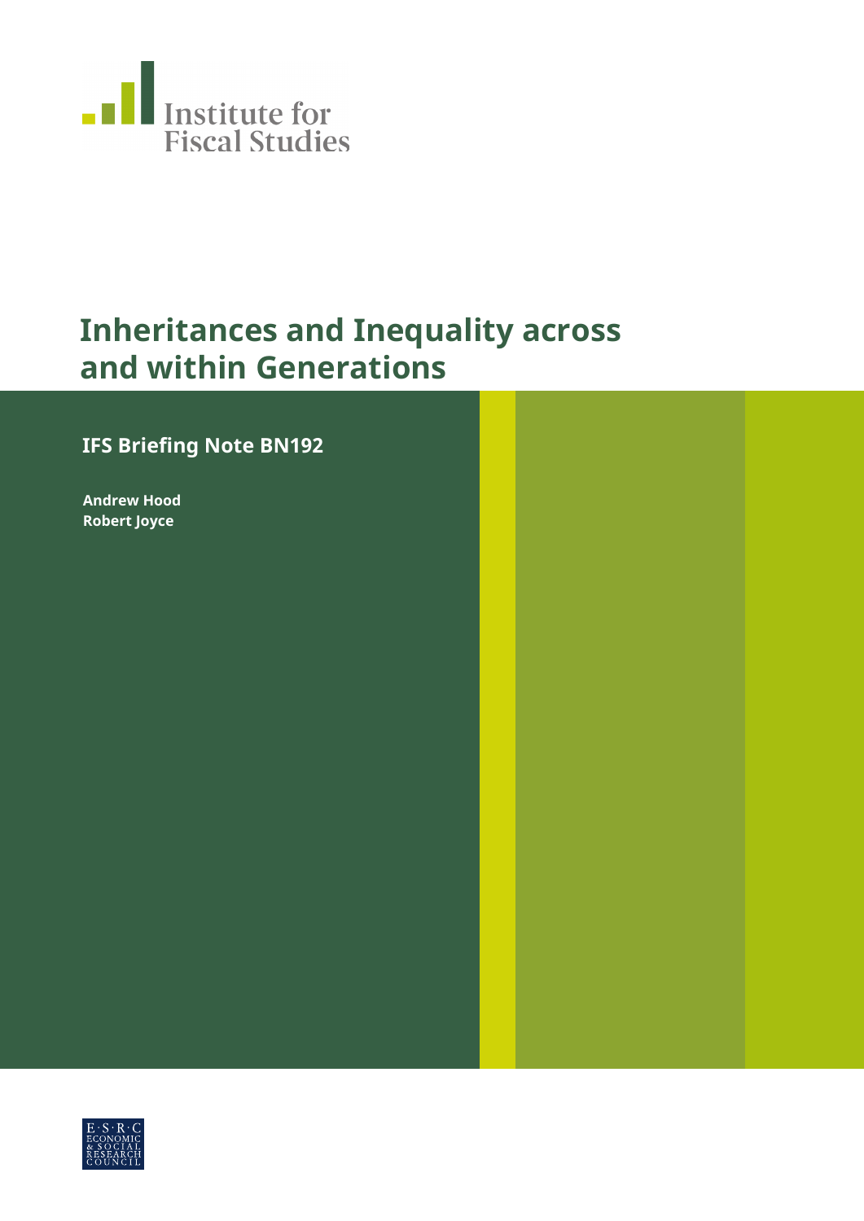Institute for Fiscal Studies

# Inheritances and Inequality across and within Generations

**IFS Briefing Note BN192**

**Andrew Hood**
**Robert Joyce**

E·S·R·C ECONOMIC & SOCIAL RESEARCH COUNCIL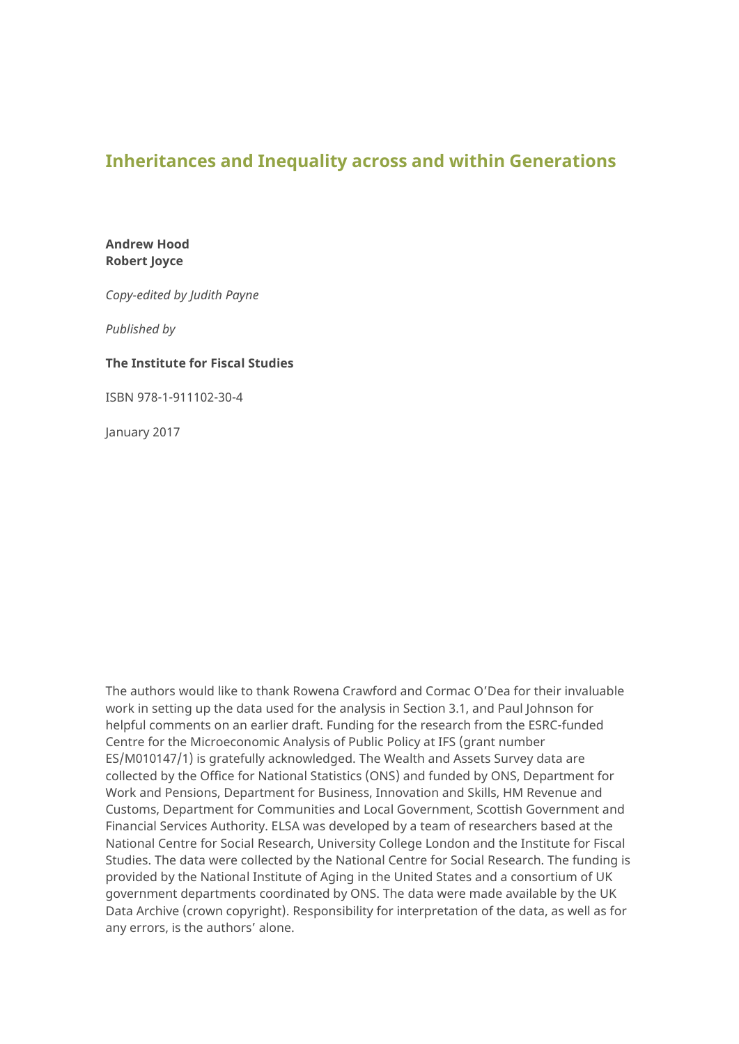# Inheritances and Inequality across and within Generations

**Andrew Hood**
**Robert Joyce**

*Copy-edited by Judith Payne*

*Published by*

**The Institute for Fiscal Studies**

ISBN 978-1-911102-30-4

January 2017

The authors would like to thank Rowena Crawford and Cormac O'Dea for their invaluable work in setting up the data used for the analysis in Section 3.1, and Paul Johnson for helpful comments on an earlier draft. Funding for the research from the ESRC-funded Centre for the Microeconomic Analysis of Public Policy at IFS (grant number ES/M010147/1) is gratefully acknowledged. The Wealth and Assets Survey data are collected by the Office for National Statistics (ONS) and funded by ONS, Department for Work and Pensions, Department for Business, Innovation and Skills, HM Revenue and Customs, Department for Communities and Local Government, Scottish Government and Financial Services Authority. ELSA was developed by a team of researchers based at the National Centre for Social Research, University College London and the Institute for Fiscal Studies. The data were collected by the National Centre for Social Research. The funding is provided by the National Institute of Aging in the United States and a consortium of UK government departments coordinated by ONS. The data were made available by the UK Data Archive (crown copyright). Responsibility for interpretation of the data, as well as for any errors, is the authors' alone.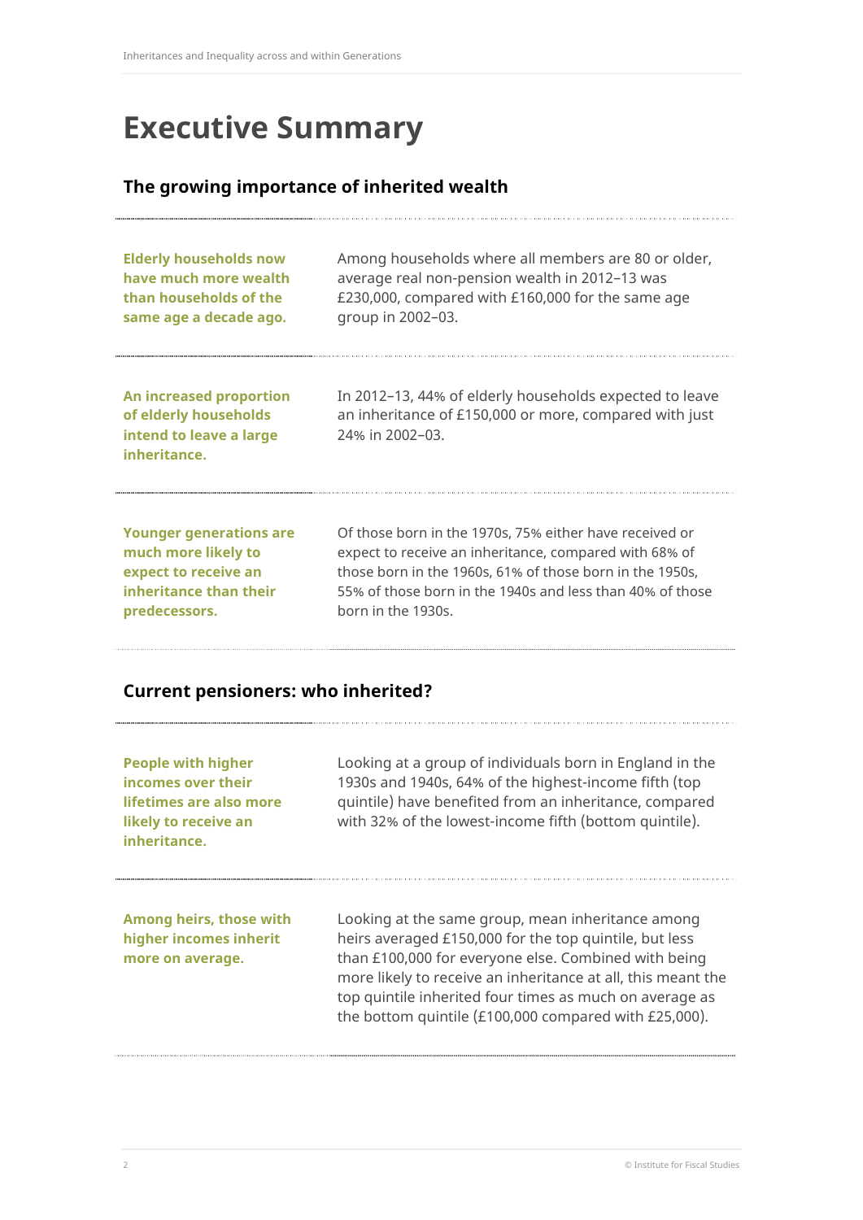# Executive Summary

## The growing importance of inherited wealth

**Elderly households now have much more wealth than households of the same age a decade ago.**

Among households where all members are 80 or older, average real non-pension wealth in 2012–13 was £230,000, compared with £160,000 for the same age group in 2002–03.

**An increased proportion of elderly households intend to leave a large inheritance.**

In 2012–13, 44% of elderly households expected to leave an inheritance of £150,000 or more, compared with just 24% in 2002–03.

**Younger generations are much more likely to expect to receive an inheritance than their predecessors.**

Of those born in the 1970s, 75% either have received or expect to receive an inheritance, compared with 68% of those born in the 1960s, 61% of those born in the 1950s, 55% of those born in the 1940s and less than 40% of those born in the 1930s.

## Current pensioners: who inherited?

**People with higher incomes over their lifetimes are also more likely to receive an inheritance.**

Looking at a group of individuals born in England in the 1930s and 1940s, 64% of the highest-income fifth (top quintile) have benefited from an inheritance, compared with 32% of the lowest-income fifth (bottom quintile).

**Among heirs, those with higher incomes inherit more on average.**

Looking at the same group, mean inheritance among heirs averaged £150,000 for the top quintile, but less than £100,000 for everyone else. Combined with being more likely to receive an inheritance at all, this meant the top quintile inherited four times as much on average as the bottom quintile (£100,000 compared with £25,000).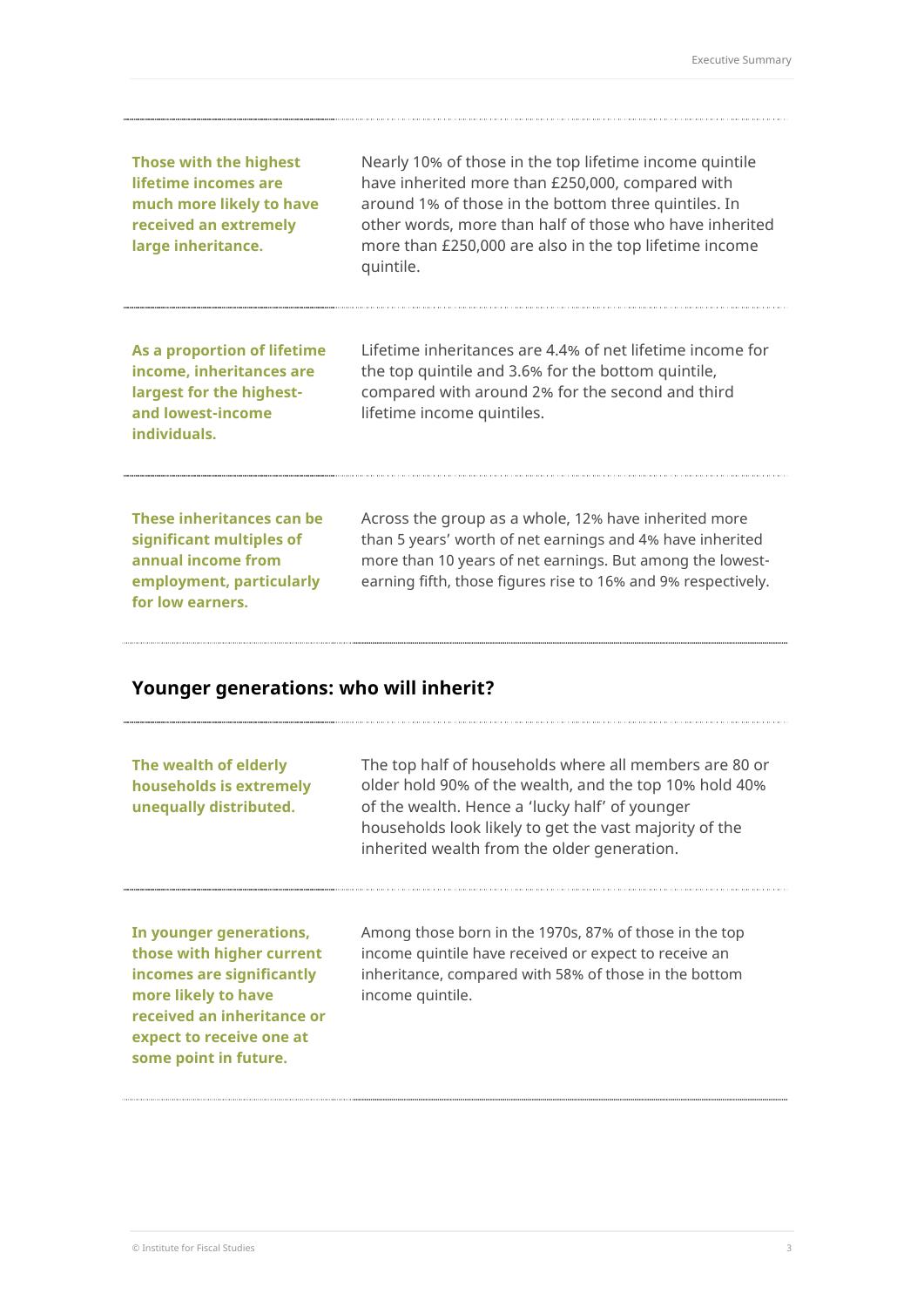**Those with the highest lifetime incomes are much more likely to have received an extremely large inheritance.**

Nearly 10% of those in the top lifetime income quintile have inherited more than £250,000, compared with around 1% of those in the bottom three quintiles. In other words, more than half of those who have inherited more than £250,000 are also in the top lifetime income quintile.

**As a proportion of lifetime income, inheritances are largest for the highest- and lowest-income individuals.**

Lifetime inheritances are 4.4% of net lifetime income for the top quintile and 3.6% for the bottom quintile, compared with around 2% for the second and third lifetime income quintiles.

**These inheritances can be significant multiples of annual income from employment, particularly for low earners.**

Across the group as a whole, 12% have inherited more than 5 years' worth of net earnings and 4% have inherited more than 10 years of net earnings. But among the lowest-earning fifth, those figures rise to 16% and 9% respectively.

## Younger generations: who will inherit?

**The wealth of elderly households is extremely unequally distributed.**

The top half of households where all members are 80 or older hold 90% of the wealth, and the top 10% hold 40% of the wealth. Hence a 'lucky half' of younger households look likely to get the vast majority of the inherited wealth from the older generation.

**In younger generations, those with higher current incomes are significantly more likely to have received an inheritance or expect to receive one at some point in future.**

Among those born in the 1970s, 87% of those in the top income quintile have received or expect to receive an inheritance, compared with 58% of those in the bottom income quintile.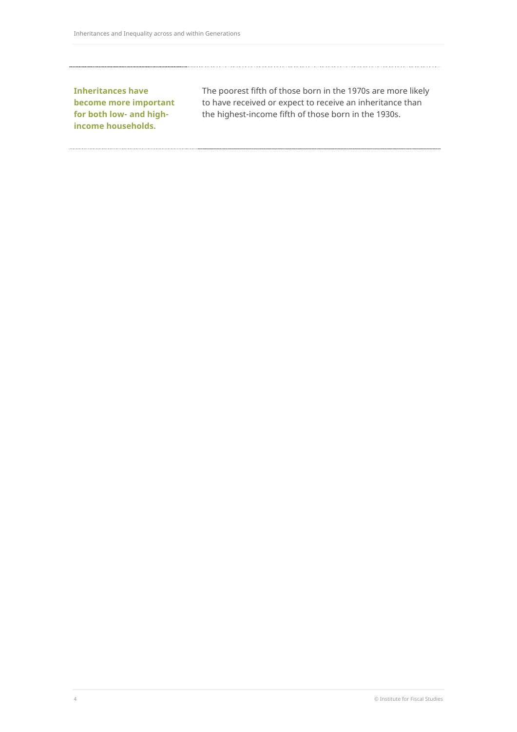**Inheritances have become more important for both low- and high-income households.**

The poorest fifth of those born in the 1970s are more likely to have received or expect to receive an inheritance than the highest-income fifth of those born in the 1930s.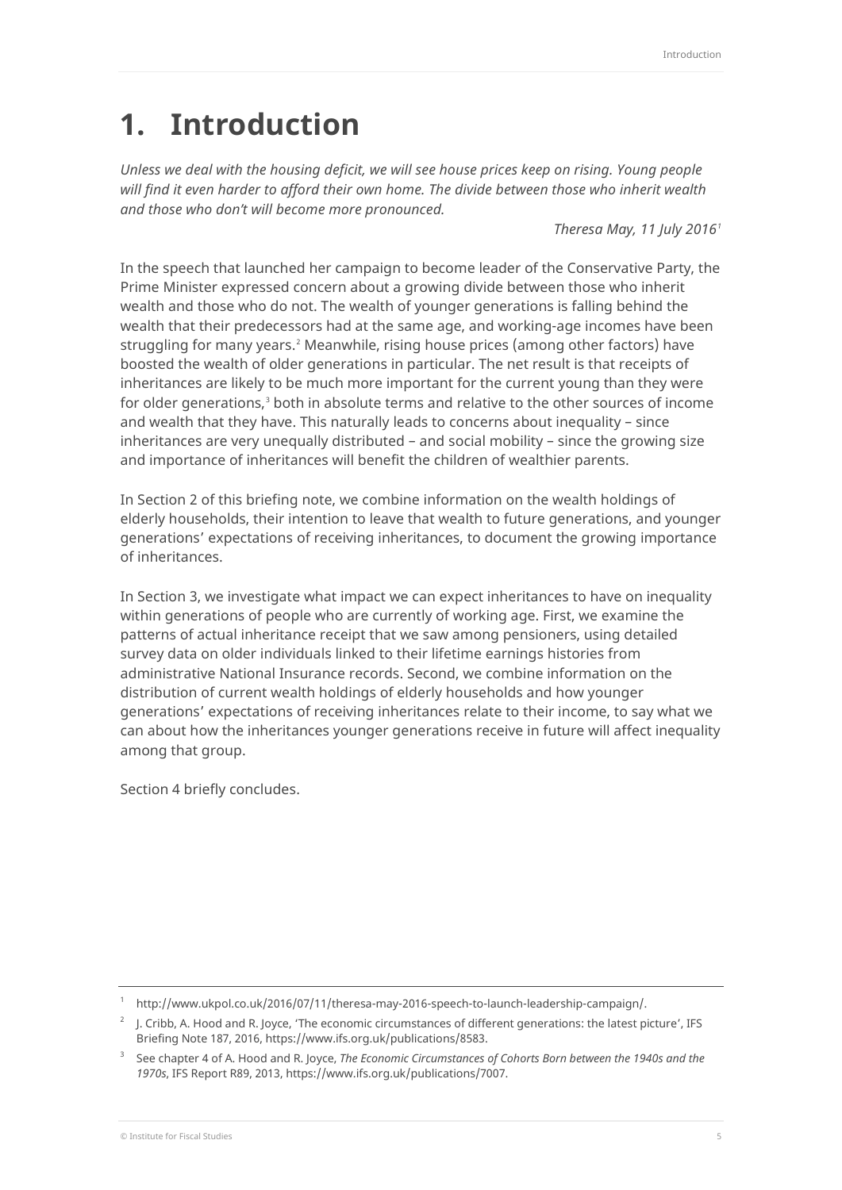# 1. Introduction

*Unless we deal with the housing deficit, we will see house prices keep on rising. Young people will find it even harder to afford their own home. The divide between those who inherit wealth and those who don't will become more pronounced.*

*Theresa May, 11 July 2016*[1]

In the speech that launched her campaign to become leader of the Conservative Party, the Prime Minister expressed concern about a growing divide between those who inherit wealth and those who do not. The wealth of younger generations is falling behind the wealth that their predecessors had at the same age, and working-age incomes have been struggling for many years.[2] Meanwhile, rising house prices (among other factors) have boosted the wealth of older generations in particular. The net result is that receipts of inheritances are likely to be much more important for the current young than they were for older generations,[3] both in absolute terms and relative to the other sources of income and wealth that they have. This naturally leads to concerns about inequality – since inheritances are very unequally distributed – and social mobility – since the growing size and importance of inheritances will benefit the children of wealthier parents.

In Section 2 of this briefing note, we combine information on the wealth holdings of elderly households, their intention to leave that wealth to future generations, and younger generations' expectations of receiving inheritances, to document the growing importance of inheritances.

In Section 3, we investigate what impact we can expect inheritances to have on inequality within generations of people who are currently of working age. First, we examine the patterns of actual inheritance receipt that we saw among pensioners, using detailed survey data on older individuals linked to their lifetime earnings histories from administrative National Insurance records. Second, we combine information on the distribution of current wealth holdings of elderly households and how younger generations' expectations of receiving inheritances relate to their income, to say what we can about how the inheritances younger generations receive in future will affect inequality among that group.

Section 4 briefly concludes.

---

1 http://www.ukpol.co.uk/2016/07/11/theresa-may-2016-speech-to-launch-leadership-campaign/.

2 J. Cribb, A. Hood and R. Joyce, 'The economic circumstances of different generations: the latest picture', IFS Briefing Note 187, 2016, https://www.ifs.org.uk/publications/8583.

3 See chapter 4 of A. Hood and R. Joyce, *The Economic Circumstances of Cohorts Born between the 1940s and the 1970s*, IFS Report R89, 2013, https://www.ifs.org.uk/publications/7007.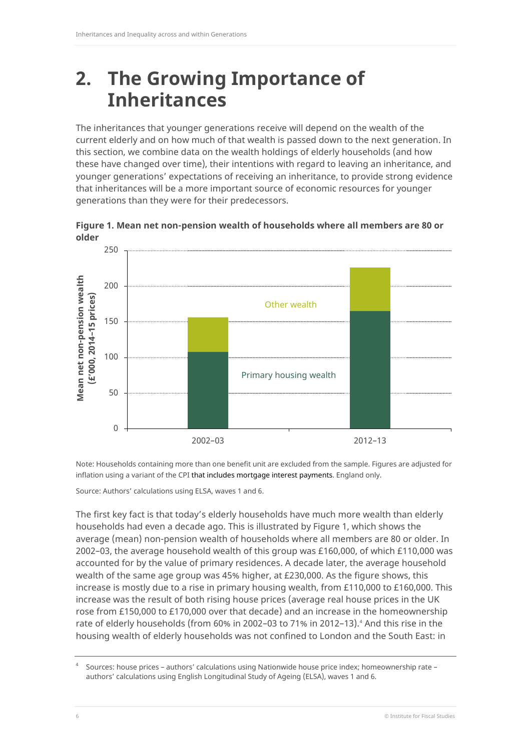# 2. The Growing Importance of Inheritances

The inheritances that younger generations receive will depend on the wealth of the current elderly and on how much of that wealth is passed down to the next generation. In this section, we combine data on the wealth holdings of elderly households (and how these have changed over time), their intentions with regard to leaving an inheritance, and younger generations' expectations of receiving an inheritance, to provide strong evidence that inheritances will be a more important source of economic resources for younger generations than they were for their predecessors.

**Figure 1. Mean net non-pension wealth of households where all members are 80 or older**

Note: Households containing more than one benefit unit are excluded from the sample. Figures are adjusted for inflation using a variant of the CPI that includes mortgage interest payments. England only.

Source: Authors' calculations using ELSA, waves 1 and 6.

The first key fact is that today's elderly households have much more wealth than elderly households had even a decade ago. This is illustrated by Figure 1, which shows the average (mean) non-pension wealth of households where all members are 80 or older. In 2002–03, the average household wealth of this group was £160,000, of which £110,000 was accounted for by the value of primary residences. A decade later, the average household wealth of the same age group was 45% higher, at £230,000. As the figure shows, this increase is mostly due to a rise in primary housing wealth, from £110,000 to £160,000. This increase was the result of both rising house prices (average real house prices in the UK rose from £150,000 to £170,000 over that decade) and an increase in the homeownership rate of elderly households (from 60% in 2002–03 to 71% in 2012–13).[4] And this rise in the housing wealth of elderly households was not confined to London and the South East: in

[4] Sources: house prices – authors' calculations using Nationwide house price index; homeownership rate – authors' calculations using English Longitudinal Study of Ageing (ELSA), waves 1 and 6.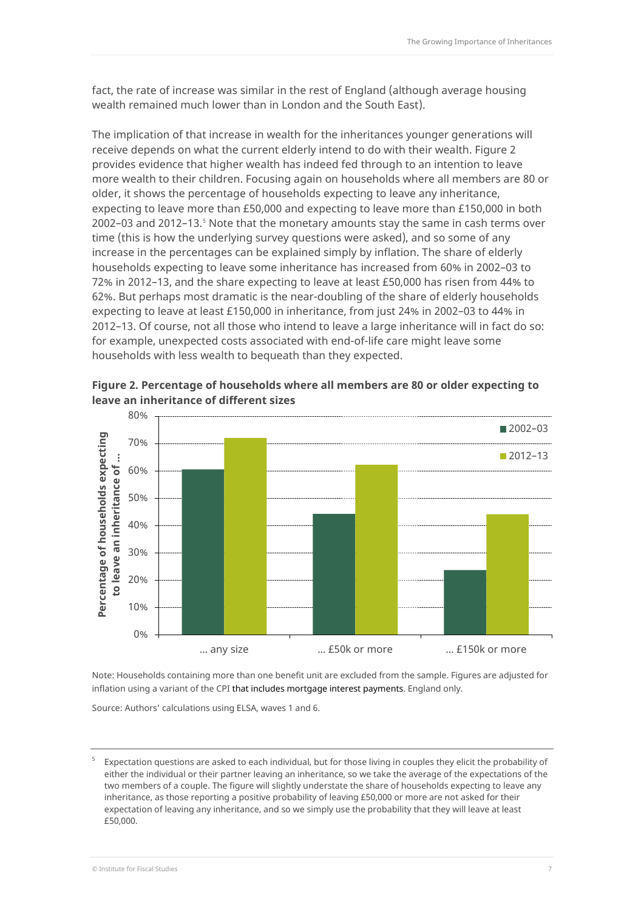fact, the rate of increase was similar in the rest of England (although average housing wealth remained much lower than in London and the South East).

The implication of that increase in wealth for the inheritances younger generations will receive depends on what the current elderly intend to do with their wealth. Figure 2 provides evidence that higher wealth has indeed fed through to an intention to leave more wealth to their children. Focusing again on households where all members are 80 or older, it shows the percentage of households expecting to leave any inheritance, expecting to leave more than £50,000 and expecting to leave more than £150,000 in both 2002–03 and 2012–13.[5] Note that the monetary amounts stay the same in cash terms over time (this is how the underlying survey questions were asked), and so some of any increase in the percentages can be explained simply by inflation. The share of elderly households expecting to leave some inheritance has increased from 60% in 2002–03 to 72% in 2012–13, and the share expecting to leave at least £50,000 has risen from 44% to 62%. But perhaps most dramatic is the near-doubling of the share of elderly households expecting to leave at least £150,000 in inheritance, from just 24% in 2002–03 to 44% in 2012–13. Of course, not all those who intend to leave a large inheritance will in fact do so: for example, unexpected costs associated with end-of-life care might leave some households with less wealth to bequeath than they expected.

**Figure 2. Percentage of households where all members are 80 or older expecting to leave an inheritance of different sizes**

| Percentage of households expecting to leave an inheritance of … | 2002–03 | 2012–13 |
|---|---|---|
| … any size | 60% | 72% |
| … £50k or more | 44% | 62% |
| … £150k or more | 24% | 44% |

Note: Households containing more than one benefit unit are excluded from the sample. Figures are adjusted for inflation using a variant of the CPI that includes mortgage interest payments. England only.

Source: Authors' calculations using ELSA, waves 1 and 6.

[5] Expectation questions are asked to each individual, but for those living in couples they elicit the probability of either the individual or their partner leaving an inheritance, so we take the average of the expectations of the two members of a couple. The figure will slightly understate the share of households expecting to leave any inheritance, as those reporting a positive probability of leaving £50,000 or more are not asked for their expectation of leaving any inheritance, and so we simply use the probability that they will leave at least £50,000.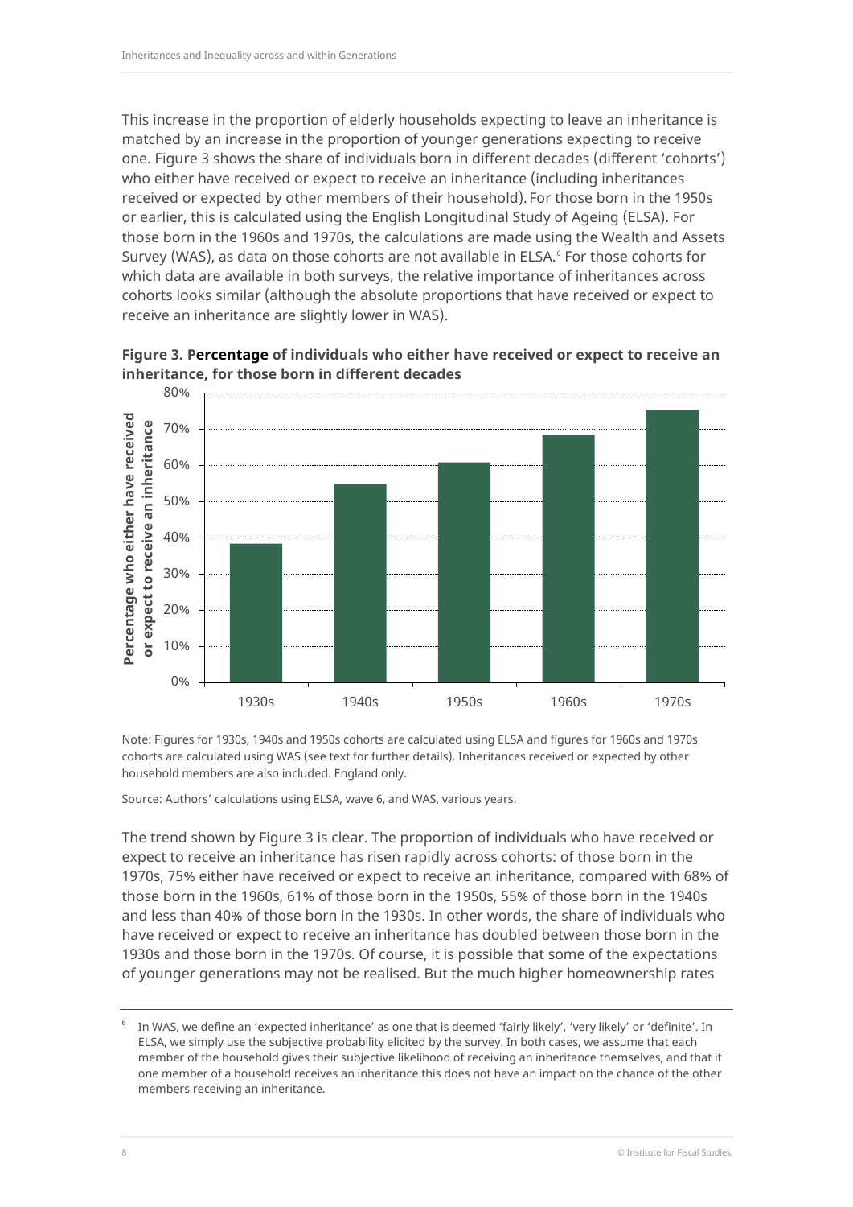This increase in the proportion of elderly households expecting to leave an inheritance is matched by an increase in the proportion of younger generations expecting to receive one. Figure 3 shows the share of individuals born in different decades (different 'cohorts') who either have received or expect to receive an inheritance (including inheritances received or expected by other members of their household). For those born in the 1950s or earlier, this is calculated using the English Longitudinal Study of Ageing (ELSA). For those born in the 1960s and 1970s, the calculations are made using the Wealth and Assets Survey (WAS), as data on those cohorts are not available in ELSA.[6] For those cohorts for which data are available in both surveys, the relative importance of inheritances across cohorts looks similar (although the absolute proportions that have received or expect to receive an inheritance are slightly lower in WAS).

**Figure 3. Percentage of individuals who either have received or expect to receive an inheritance, for those born in different decades**

| Decade of birth | Percentage who either have received or expect to receive an inheritance |
|---|---|
| 1930s | 38% |
| 1940s | 55% |
| 1950s | 61% |
| 1960s | 68% |
| 1970s | 75% |

Note: Figures for 1930s, 1940s and 1950s cohorts are calculated using ELSA and figures for 1960s and 1970s cohorts are calculated using WAS (see text for further details). Inheritances received or expected by other household members are also included. England only.

Source: Authors' calculations using ELSA, wave 6, and WAS, various years.

The trend shown by Figure 3 is clear. The proportion of individuals who have received or expect to receive an inheritance has risen rapidly across cohorts: of those born in the 1970s, 75% either have received or expect to receive an inheritance, compared with 68% of those born in the 1960s, 61% of those born in the 1950s, 55% of those born in the 1940s and less than 40% of those born in the 1930s. In other words, the share of individuals who have received or expect to receive an inheritance has doubled between those born in the 1930s and those born in the 1970s. Of course, it is possible that some of the expectations of younger generations may not be realised. But the much higher homeownership rates

[6] In WAS, we define an 'expected inheritance' as one that is deemed 'fairly likely', 'very likely' or 'definite'. In ELSA, we simply use the subjective probability elicited by the survey. In both cases, we assume that each member of the household gives their subjective likelihood of receiving an inheritance themselves, and that if one member of a household receives an inheritance this does not have an impact on the chance of the other members receiving an inheritance.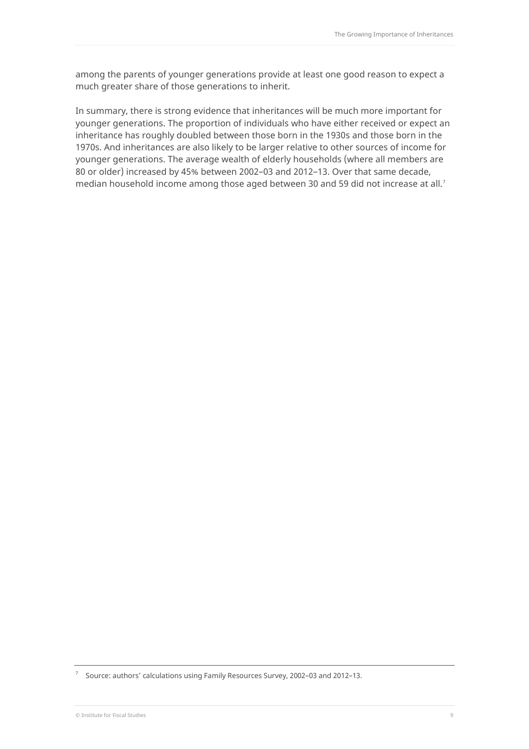among the parents of younger generations provide at least one good reason to expect a much greater share of those generations to inherit.

In summary, there is strong evidence that inheritances will be much more important for younger generations. The proportion of individuals who have either received or expect an inheritance has roughly doubled between those born in the 1930s and those born in the 1970s. And inheritances are also likely to be larger relative to other sources of income for younger generations. The average wealth of elderly households (where all members are 80 or older) increased by 45% between 2002–03 and 2012–13. Over that same decade, median household income among those aged between 30 and 59 did not increase at all.[7]

[7] Source: authors' calculations using Family Resources Survey, 2002–03 and 2012–13.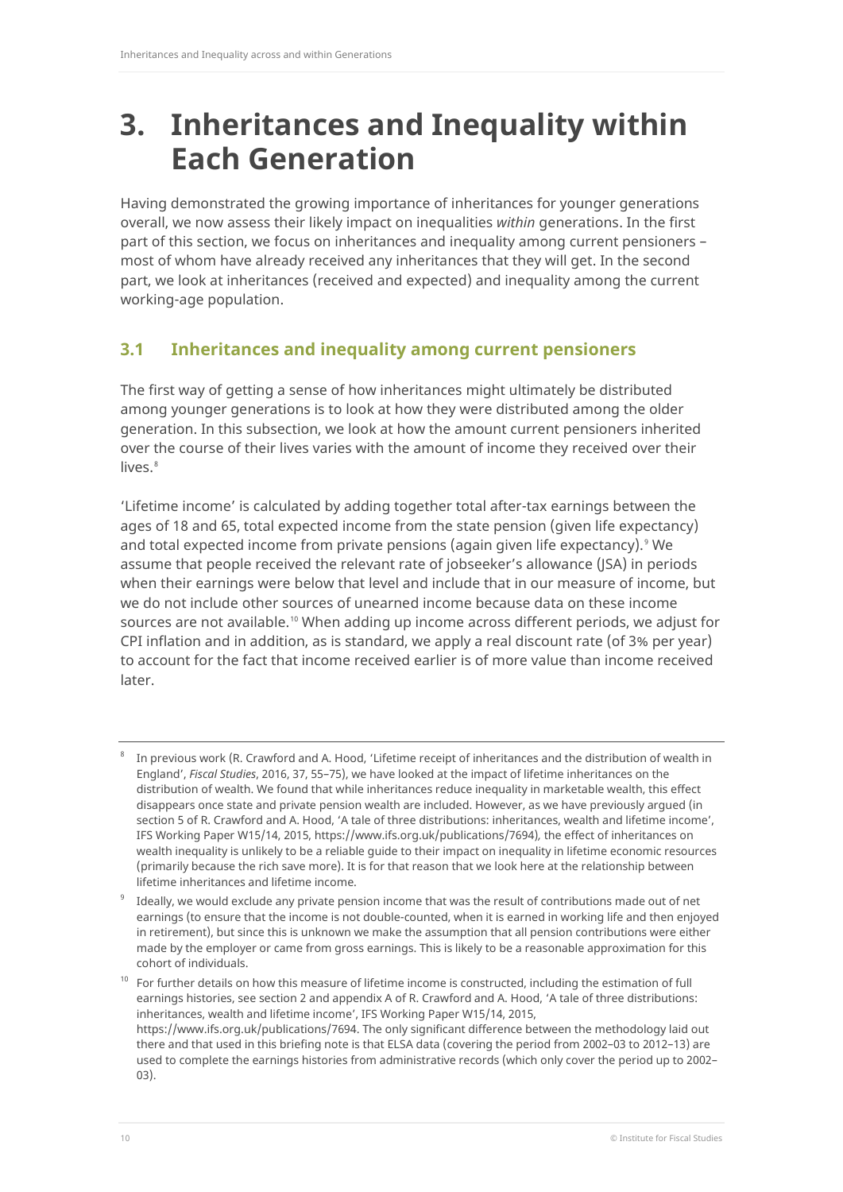# 3. Inheritances and Inequality within Each Generation

Having demonstrated the growing importance of inheritances for younger generations overall, we now assess their likely impact on inequalities *within* generations. In the first part of this section, we focus on inheritances and inequality among current pensioners – most of whom have already received any inheritances that they will get. In the second part, we look at inheritances (received and expected) and inequality among the current working-age population.

## 3.1 Inheritances and inequality among current pensioners

The first way of getting a sense of how inheritances might ultimately be distributed among younger generations is to look at how they were distributed among the older generation. In this subsection, we look at how the amount current pensioners inherited over the course of their lives varies with the amount of income they received over their lives.[8]

'Lifetime income' is calculated by adding together total after-tax earnings between the ages of 18 and 65, total expected income from the state pension (given life expectancy) and total expected income from private pensions (again given life expectancy).[9] We assume that people received the relevant rate of jobseeker's allowance (JSA) in periods when their earnings were below that level and include that in our measure of income, but we do not include other sources of unearned income because data on these income sources are not available.[10] When adding up income across different periods, we adjust for CPI inflation and in addition, as is standard, we apply a real discount rate (of 3% per year) to account for the fact that income received earlier is of more value than income received later.

---

[8] In previous work (R. Crawford and A. Hood, 'Lifetime receipt of inheritances and the distribution of wealth in England', *Fiscal Studies*, 2016, 37, 55–75), we have looked at the impact of lifetime inheritances on the distribution of wealth. We found that while inheritances reduce inequality in marketable wealth, this effect disappears once state and private pension wealth are included. However, as we have previously argued (in section 5 of R. Crawford and A. Hood, 'A tale of three distributions: inheritances, wealth and lifetime income', IFS Working Paper W15/14, 2015, https://www.ifs.org.uk/publications/7694), the effect of inheritances on wealth inequality is unlikely to be a reliable guide to their impact on inequality in lifetime economic resources (primarily because the rich save more). It is for that reason that we look here at the relationship between lifetime inheritances and lifetime income.

[9] Ideally, we would exclude any private pension income that was the result of contributions made out of net earnings (to ensure that the income is not double-counted, when it is earned in working life and then enjoyed in retirement), but since this is unknown we make the assumption that all pension contributions were either made by the employer or came from gross earnings. This is likely to be a reasonable approximation for this cohort of individuals.

[10] For further details on how this measure of lifetime income is constructed, including the estimation of full earnings histories, see section 2 and appendix A of R. Crawford and A. Hood, 'A tale of three distributions: inheritances, wealth and lifetime income', IFS Working Paper W15/14, 2015, https://www.ifs.org.uk/publications/7694. The only significant difference between the methodology laid out there and that used in this briefing note is that ELSA data (covering the period from 2002–03 to 2012–13) are used to complete the earnings histories from administrative records (which only cover the period up to 2002–03).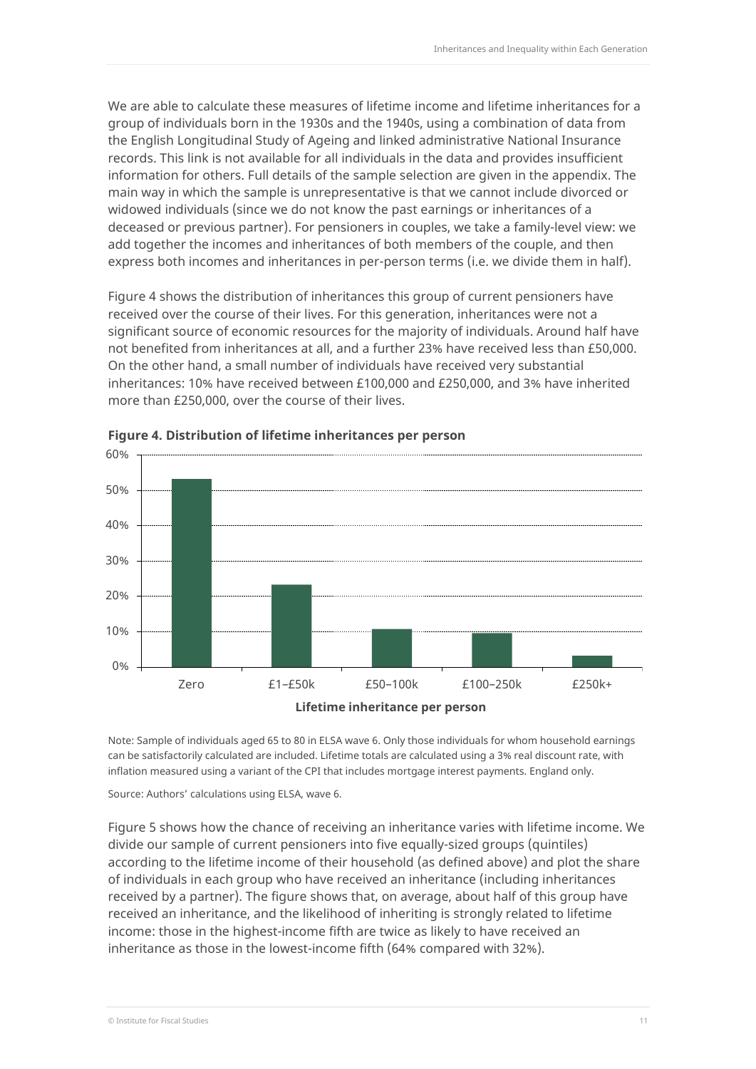We are able to calculate these measures of lifetime income and lifetime inheritances for a group of individuals born in the 1930s and the 1940s, using a combination of data from the English Longitudinal Study of Ageing and linked administrative National Insurance records. This link is not available for all individuals in the data and provides insufficient information for others. Full details of the sample selection are given in the appendix. The main way in which the sample is unrepresentative is that we cannot include divorced or widowed individuals (since we do not know the past earnings or inheritances of a deceased or previous partner). For pensioners in couples, we take a family-level view: we add together the incomes and inheritances of both members of the couple, and then express both incomes and inheritances in per-person terms (i.e. we divide them in half).

Figure 4 shows the distribution of inheritances this group of current pensioners have received over the course of their lives. For this generation, inheritances were not a significant source of economic resources for the majority of individuals. Around half have not benefited from inheritances at all, and a further 23% have received less than £50,000. On the other hand, a small number of individuals have received very substantial inheritances: 10% have received between £100,000 and £250,000, and 3% have inherited more than £250,000, over the course of their lives.

**Figure 4. Distribution of lifetime inheritances per person**

Note: Sample of individuals aged 65 to 80 in ELSA wave 6. Only those individuals for whom household earnings can be satisfactorily calculated are included. Lifetime totals are calculated using a 3% real discount rate, with inflation measured using a variant of the CPI that includes mortgage interest payments. England only.

Source: Authors' calculations using ELSA, wave 6.

Figure 5 shows how the chance of receiving an inheritance varies with lifetime income. We divide our sample of current pensioners into five equally-sized groups (quintiles) according to the lifetime income of their household (as defined above) and plot the share of individuals in each group who have received an inheritance (including inheritances received by a partner). The figure shows that, on average, about half of this group have received an inheritance, and the likelihood of inheriting is strongly related to lifetime income: those in the highest-income fifth are twice as likely to have received an inheritance as those in the lowest-income fifth (64% compared with 32%).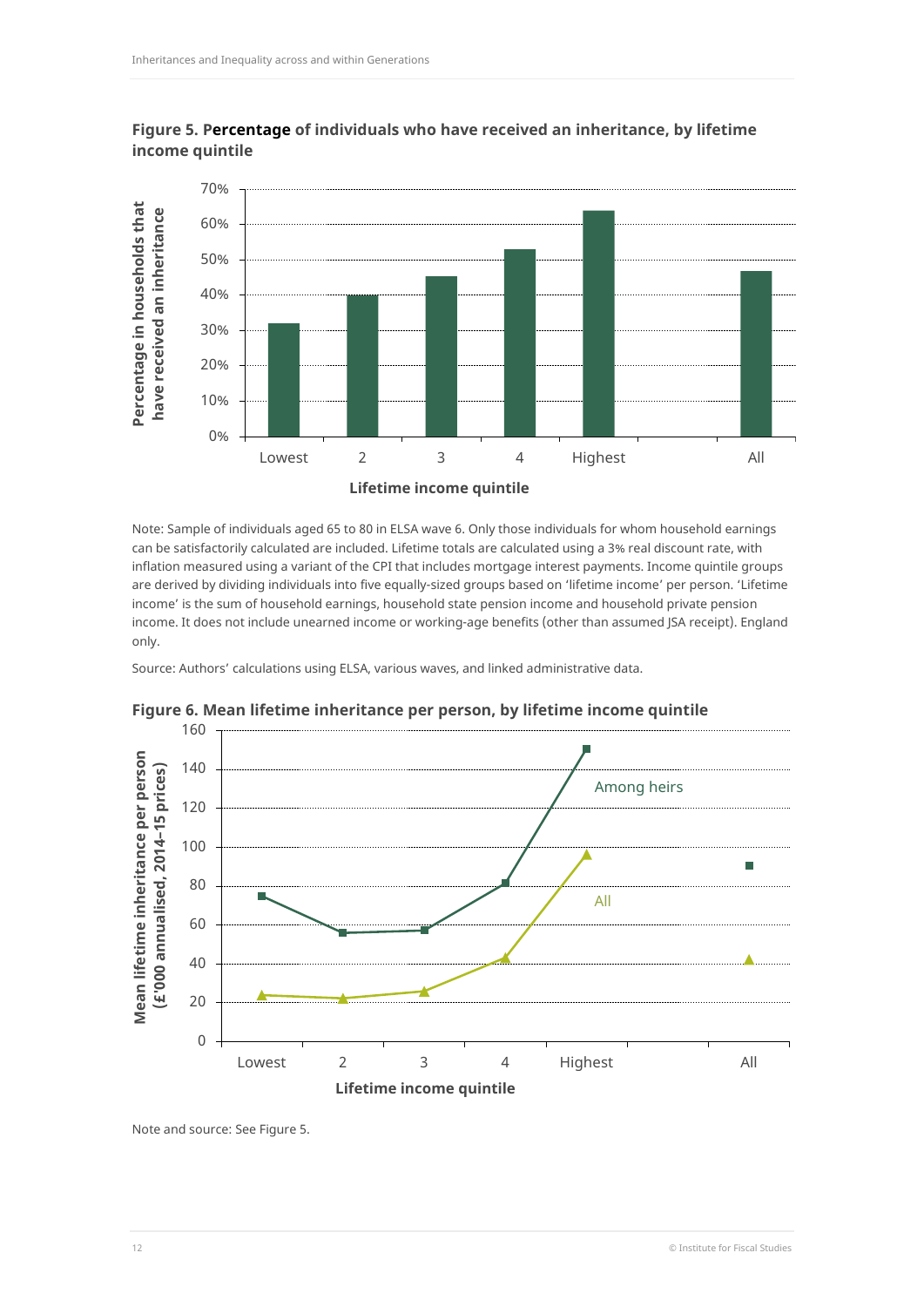**Figure 5. Percentage of individuals who have received an inheritance, by lifetime income quintile**

Note: Sample of individuals aged 65 to 80 in ELSA wave 6. Only those individuals for whom household earnings can be satisfactorily calculated are included. Lifetime totals are calculated using a 3% real discount rate, with inflation measured using a variant of the CPI that includes mortgage interest payments. Income quintile groups are derived by dividing individuals into five equally-sized groups based on 'lifetime income' per person. 'Lifetime income' is the sum of household earnings, household state pension income and household private pension income. It does not include unearned income or working-age benefits (other than assumed JSA receipt). England only.

Source: Authors' calculations using ELSA, various waves, and linked administrative data.

**Figure 6. Mean lifetime inheritance per person, by lifetime income quintile**

Note and source: See Figure 5.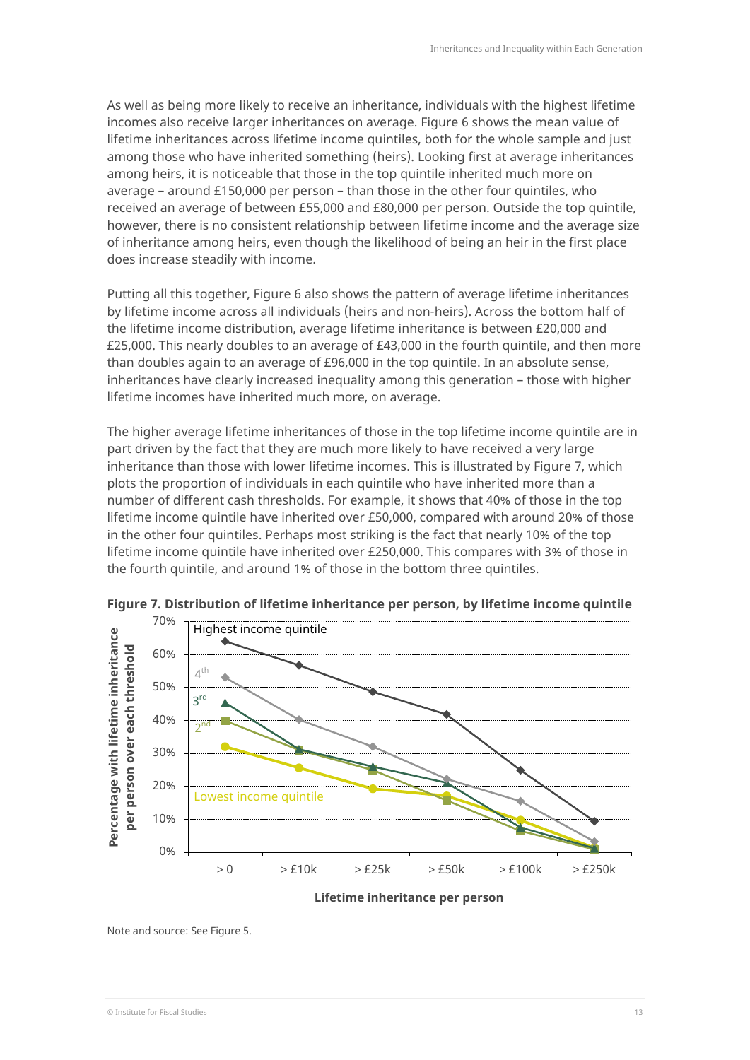As well as being more likely to receive an inheritance, individuals with the highest lifetime incomes also receive larger inheritances on average. Figure 6 shows the mean value of lifetime inheritances across lifetime income quintiles, both for the whole sample and just among those who have inherited something (heirs). Looking first at average inheritances among heirs, it is noticeable that those in the top quintile inherited much more on average – around £150,000 per person – than those in the other four quintiles, who received an average of between £55,000 and £80,000 per person. Outside the top quintile, however, there is no consistent relationship between lifetime income and the average size of inheritance among heirs, even though the likelihood of being an heir in the first place does increase steadily with income.

Putting all this together, Figure 6 also shows the pattern of average lifetime inheritances by lifetime income across all individuals (heirs and non-heirs). Across the bottom half of the lifetime income distribution, average lifetime inheritance is between £20,000 and £25,000. This nearly doubles to an average of £43,000 in the fourth quintile, and then more than doubles again to an average of £96,000 in the top quintile. In an absolute sense, inheritances have clearly increased inequality among this generation – those with higher lifetime incomes have inherited much more, on average.

The higher average lifetime inheritances of those in the top lifetime income quintile are in part driven by the fact that they are much more likely to have received a very large inheritance than those with lower lifetime incomes. This is illustrated by Figure 7, which plots the proportion of individuals in each quintile who have inherited more than a number of different cash thresholds. For example, it shows that 40% of those in the top lifetime income quintile have inherited over £50,000, compared with around 20% of those in the other four quintiles. Perhaps most striking is the fact that nearly 10% of the top lifetime income quintile have inherited over £250,000. This compares with 3% of those in the fourth quintile, and around 1% of those in the bottom three quintiles.

**Figure 7. Distribution of lifetime inheritance per person, by lifetime income quintile**

Note and source: See Figure 5.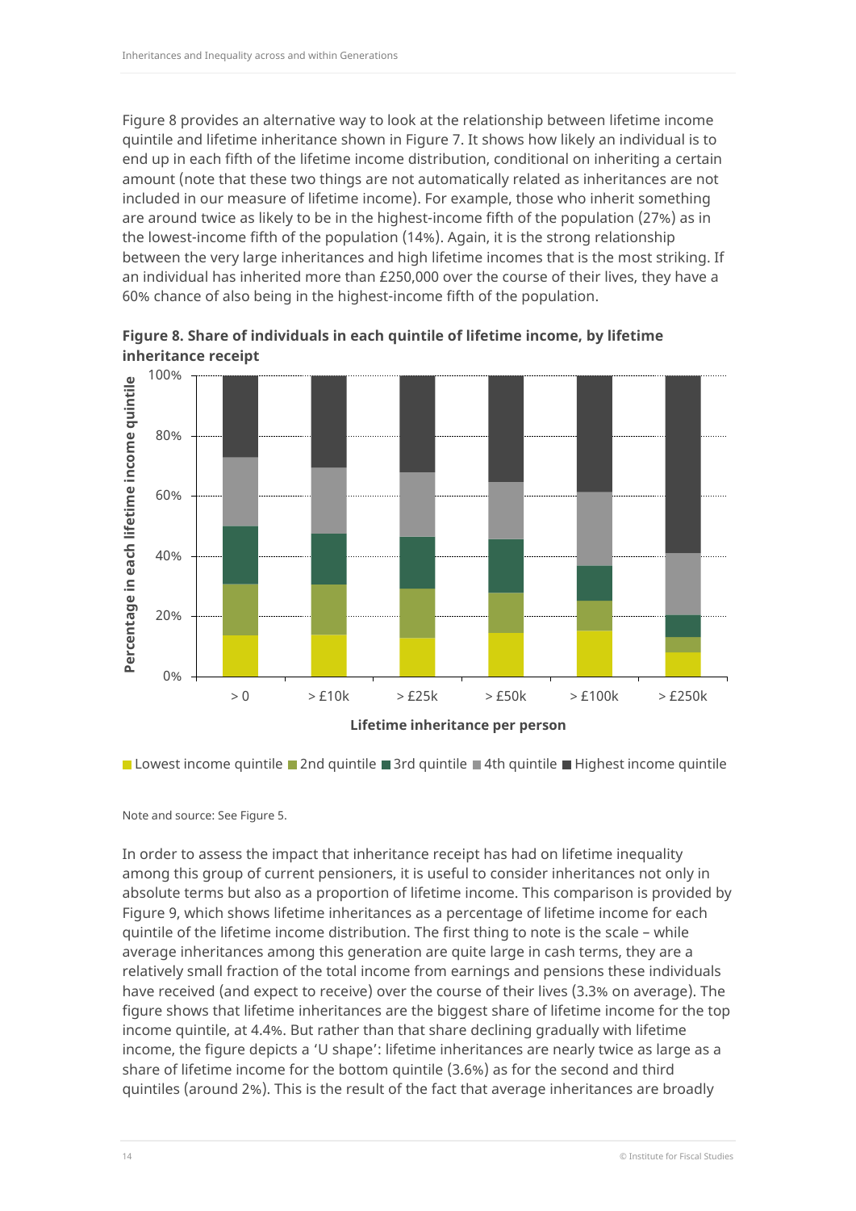Figure 8 provides an alternative way to look at the relationship between lifetime income quintile and lifetime inheritance shown in Figure 7. It shows how likely an individual is to end up in each fifth of the lifetime income distribution, conditional on inheriting a certain amount (note that these two things are not automatically related as inheritances are not included in our measure of lifetime income). For example, those who inherit something are around twice as likely to be in the highest-income fifth of the population (27%) as in the lowest-income fifth of the population (14%). Again, it is the strong relationship between the very large inheritances and high lifetime incomes that is the most striking. If an individual has inherited more than £250,000 over the course of their lives, they have a 60% chance of also being in the highest-income fifth of the population.

**Figure 8. Share of individuals in each quintile of lifetime income, by lifetime inheritance receipt**

Note and source: See Figure 5.

In order to assess the impact that inheritance receipt has had on lifetime inequality among this group of current pensioners, it is useful to consider inheritances not only in absolute terms but also as a proportion of lifetime income. This comparison is provided by Figure 9, which shows lifetime inheritances as a percentage of lifetime income for each quintile of the lifetime income distribution. The first thing to note is the scale – while average inheritances among this generation are quite large in cash terms, they are a relatively small fraction of the total income from earnings and pensions these individuals have received (and expect to receive) over the course of their lives (3.3% on average). The figure shows that lifetime inheritances are the biggest share of lifetime income for the top income quintile, at 4.4%. But rather than that share declining gradually with lifetime income, the figure depicts a 'U shape': lifetime inheritances are nearly twice as large as a share of lifetime income for the bottom quintile (3.6%) as for the second and third quintiles (around 2%). This is the result of the fact that average inheritances are broadly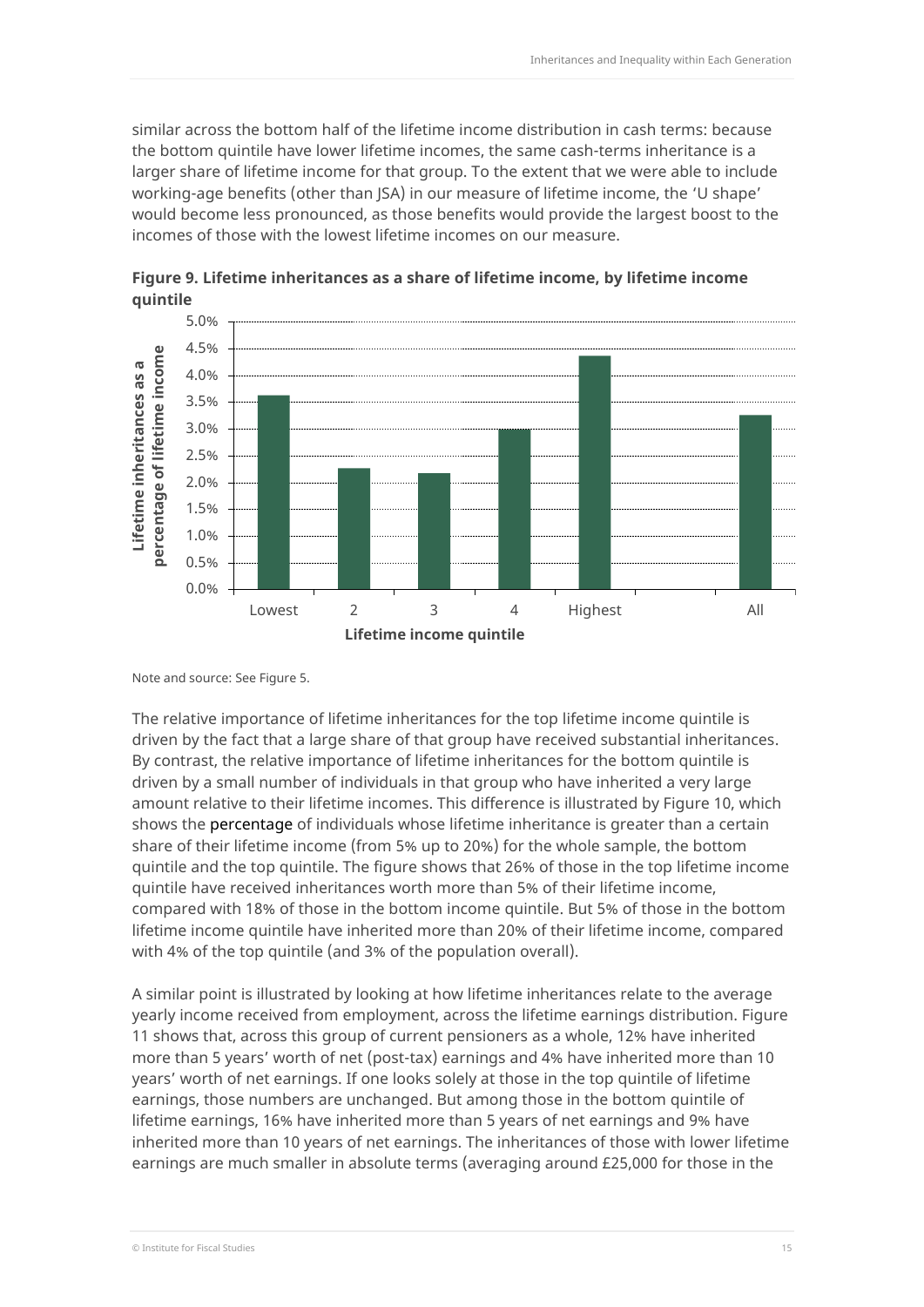similar across the bottom half of the lifetime income distribution in cash terms: because the bottom quintile have lower lifetime incomes, the same cash-terms inheritance is a larger share of lifetime income for that group. To the extent that we were able to include working-age benefits (other than JSA) in our measure of lifetime income, the 'U shape' would become less pronounced, as those benefits would provide the largest boost to the incomes of those with the lowest lifetime incomes on our measure.

**Figure 9. Lifetime inheritances as a share of lifetime income, by lifetime income quintile**

| Lifetime income quintile | Lifetime inheritances as a percentage of lifetime income |
|---|---|
| Lowest | 3.6% |
| 2 | 2.3% |
| 3 | 2.2% |
| 4 | 3.0% |
| Highest | 4.4% |
| All | 3.3% |

Note and source: See Figure 5.

The relative importance of lifetime inheritances for the top lifetime income quintile is driven by the fact that a large share of that group have received substantial inheritances. By contrast, the relative importance of lifetime inheritances for the bottom quintile is driven by a small number of individuals in that group who have inherited a very large amount relative to their lifetime incomes. This difference is illustrated by Figure 10, which shows the percentage of individuals whose lifetime inheritance is greater than a certain share of their lifetime income (from 5% up to 20%) for the whole sample, the bottom quintile and the top quintile. The figure shows that 26% of those in the top lifetime income quintile have received inheritances worth more than 5% of their lifetime income, compared with 18% of those in the bottom income quintile. But 5% of those in the bottom lifetime income quintile have inherited more than 20% of their lifetime income, compared with 4% of the top quintile (and 3% of the population overall).

A similar point is illustrated by looking at how lifetime inheritances relate to the average yearly income received from employment, across the lifetime earnings distribution. Figure 11 shows that, across this group of current pensioners as a whole, 12% have inherited more than 5 years' worth of net (post-tax) earnings and 4% have inherited more than 10 years' worth of net earnings. If one looks solely at those in the top quintile of lifetime earnings, those numbers are unchanged. But among those in the bottom quintile of lifetime earnings, 16% have inherited more than 5 years of net earnings and 9% have inherited more than 10 years of net earnings. The inheritances of those with lower lifetime earnings are much smaller in absolute terms (averaging around £25,000 for those in the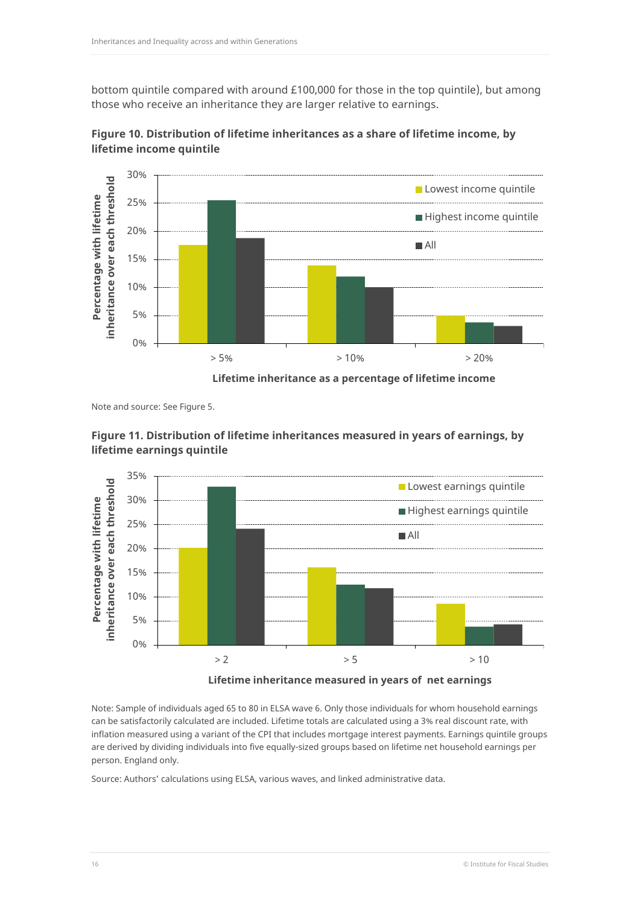bottom quintile compared with around £100,000 for those in the top quintile), but among those who receive an inheritance they are larger relative to earnings.

**Figure 10. Distribution of lifetime inheritances as a share of lifetime income, by lifetime income quintile**

Note and source: See Figure 5.

**Figure 11. Distribution of lifetime inheritances measured in years of earnings, by lifetime earnings quintile**

Note: Sample of individuals aged 65 to 80 in ELSA wave 6. Only those individuals for whom household earnings can be satisfactorily calculated are included. Lifetime totals are calculated using a 3% real discount rate, with inflation measured using a variant of the CPI that includes mortgage interest payments. Earnings quintile groups are derived by dividing individuals into five equally-sized groups based on lifetime net household earnings per person. England only.

Source: Authors' calculations using ELSA, various waves, and linked administrative data.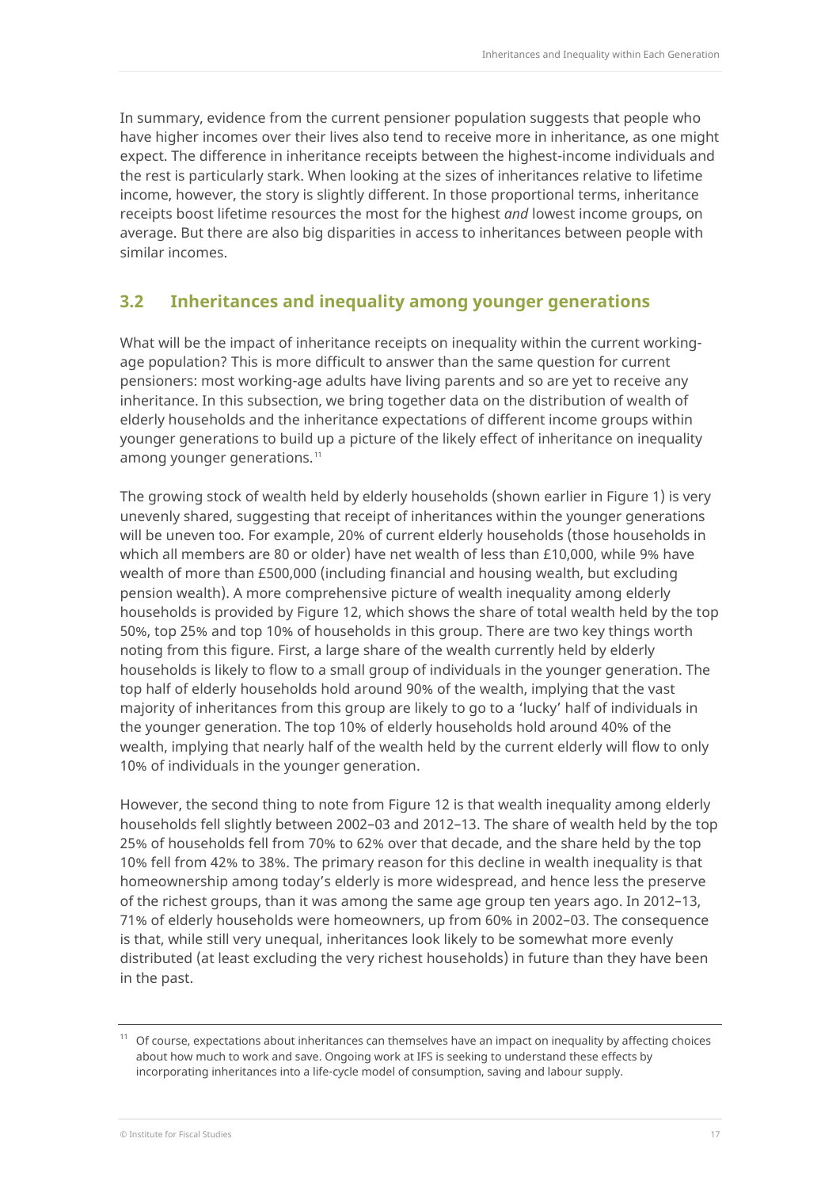In summary, evidence from the current pensioner population suggests that people who have higher incomes over their lives also tend to receive more in inheritance, as one might expect. The difference in inheritance receipts between the highest-income individuals and the rest is particularly stark. When looking at the sizes of inheritances relative to lifetime income, however, the story is slightly different. In those proportional terms, inheritance receipts boost lifetime resources the most for the highest *and* lowest income groups, on average. But there are also big disparities in access to inheritances between people with similar incomes.

## 3.2 Inheritances and inequality among younger generations

What will be the impact of inheritance receipts on inequality within the current working-age population? This is more difficult to answer than the same question for current pensioners: most working-age adults have living parents and so are yet to receive any inheritance. In this subsection, we bring together data on the distribution of wealth of elderly households and the inheritance expectations of different income groups within younger generations to build up a picture of the likely effect of inheritance on inequality among younger generations.[11]

The growing stock of wealth held by elderly households (shown earlier in Figure 1) is very unevenly shared, suggesting that receipt of inheritances within the younger generations will be uneven too. For example, 20% of current elderly households (those households in which all members are 80 or older) have net wealth of less than £10,000, while 9% have wealth of more than £500,000 (including financial and housing wealth, but excluding pension wealth). A more comprehensive picture of wealth inequality among elderly households is provided by Figure 12, which shows the share of total wealth held by the top 50%, top 25% and top 10% of households in this group. There are two key things worth noting from this figure. First, a large share of the wealth currently held by elderly households is likely to flow to a small group of individuals in the younger generation. The top half of elderly households hold around 90% of the wealth, implying that the vast majority of inheritances from this group are likely to go to a 'lucky' half of individuals in the younger generation. The top 10% of elderly households hold around 40% of the wealth, implying that nearly half of the wealth held by the current elderly will flow to only 10% of individuals in the younger generation.

However, the second thing to note from Figure 12 is that wealth inequality among elderly households fell slightly between 2002–03 and 2012–13. The share of wealth held by the top 25% of households fell from 70% to 62% over that decade, and the share held by the top 10% fell from 42% to 38%. The primary reason for this decline in wealth inequality is that homeownership among today's elderly is more widespread, and hence less the preserve of the richest groups, than it was among the same age group ten years ago. In 2012–13, 71% of elderly households were homeowners, up from 60% in 2002–03. The consequence is that, while still very unequal, inheritances look likely to be somewhat more evenly distributed (at least excluding the very richest households) in future than they have been in the past.

[11] Of course, expectations about inheritances can themselves have an impact on inequality by affecting choices about how much to work and save. Ongoing work at IFS is seeking to understand these effects by incorporating inheritances into a life-cycle model of consumption, saving and labour supply.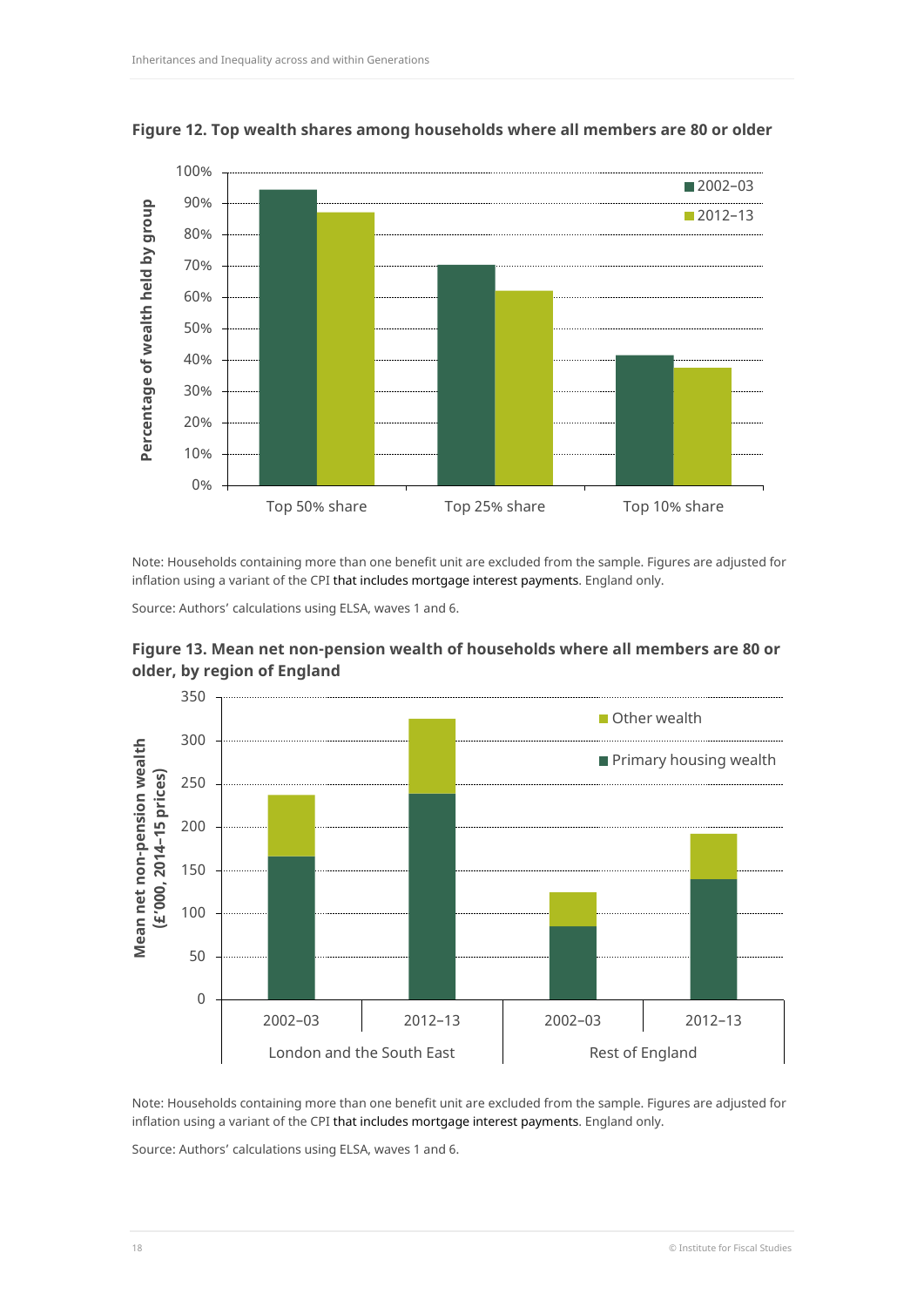**Figure 12. Top wealth shares among households where all members are 80 or older**

Note: Households containing more than one benefit unit are excluded from the sample. Figures are adjusted for inflation using a variant of the CPI that includes mortgage interest payments. England only.

Source: Authors' calculations using ELSA, waves 1 and 6.

**Figure 13. Mean net non-pension wealth of households where all members are 80 or older, by region of England**

Note: Households containing more than one benefit unit are excluded from the sample. Figures are adjusted for inflation using a variant of the CPI that includes mortgage interest payments. England only.

Source: Authors' calculations using ELSA, waves 1 and 6.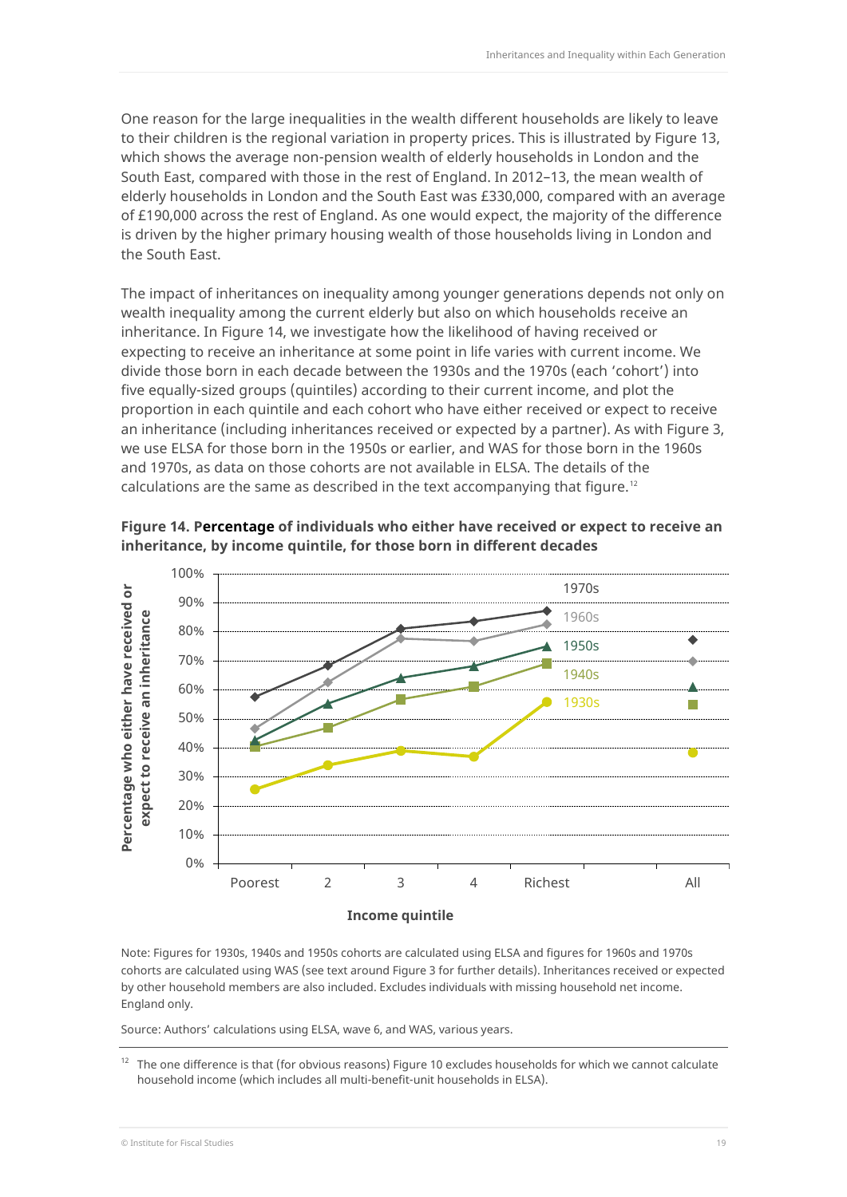One reason for the large inequalities in the wealth different households are likely to leave to their children is the regional variation in property prices. This is illustrated by Figure 13, which shows the average non-pension wealth of elderly households in London and the South East, compared with those in the rest of England. In 2012–13, the mean wealth of elderly households in London and the South East was £330,000, compared with an average of £190,000 across the rest of England. As one would expect, the majority of the difference is driven by the higher primary housing wealth of those households living in London and the South East.

The impact of inheritances on inequality among younger generations depends not only on wealth inequality among the current elderly but also on which households receive an inheritance. In Figure 14, we investigate how the likelihood of having received or expecting to receive an inheritance at some point in life varies with current income. We divide those born in each decade between the 1930s and the 1970s (each 'cohort') into five equally-sized groups (quintiles) according to their current income, and plot the proportion in each quintile and each cohort who have either received or expect to receive an inheritance (including inheritances received or expected by a partner). As with Figure 3, we use ELSA for those born in the 1950s or earlier, and WAS for those born in the 1960s and 1970s, as data on those cohorts are not available in ELSA. The details of the calculations are the same as described in the text accompanying that figure.[12]

**Figure 14. Percentage of individuals who either have received or expect to receive an inheritance, by income quintile, for those born in different decades**

Note: Figures for 1930s, 1940s and 1950s cohorts are calculated using ELSA and figures for 1960s and 1970s cohorts are calculated using WAS (see text around Figure 3 for further details). Inheritances received or expected by other household members are also included. Excludes individuals with missing household net income. England only.

Source: Authors' calculations using ELSA, wave 6, and WAS, various years.

[12] The one difference is that (for obvious reasons) Figure 10 excludes households for which we cannot calculate household income (which includes all multi-benefit-unit households in ELSA).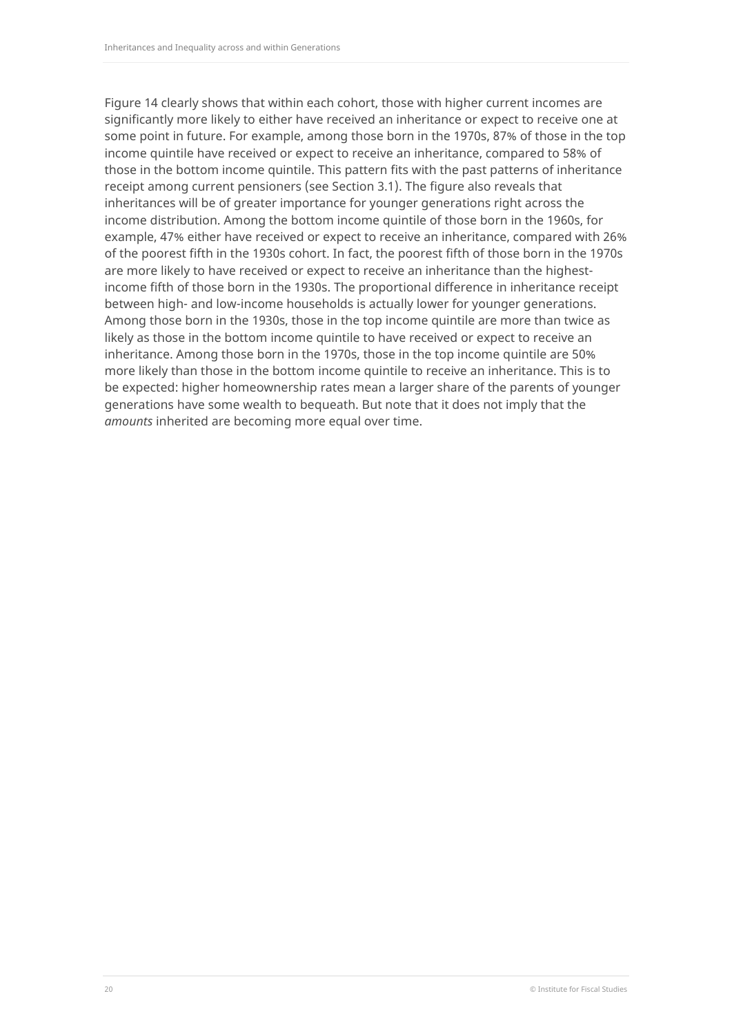Figure 14 clearly shows that within each cohort, those with higher current incomes are significantly more likely to either have received an inheritance or expect to receive one at some point in future. For example, among those born in the 1970s, 87% of those in the top income quintile have received or expect to receive an inheritance, compared to 58% of those in the bottom income quintile. This pattern fits with the past patterns of inheritance receipt among current pensioners (see Section 3.1). The figure also reveals that inheritances will be of greater importance for younger generations right across the income distribution. Among the bottom income quintile of those born in the 1960s, for example, 47% either have received or expect to receive an inheritance, compared with 26% of the poorest fifth in the 1930s cohort. In fact, the poorest fifth of those born in the 1970s are more likely to have received or expect to receive an inheritance than the highest-income fifth of those born in the 1930s. The proportional difference in inheritance receipt between high- and low-income households is actually lower for younger generations. Among those born in the 1930s, those in the top income quintile are more than twice as likely as those in the bottom income quintile to have received or expect to receive an inheritance. Among those born in the 1970s, those in the top income quintile are 50% more likely than those in the bottom income quintile to receive an inheritance. This is to be expected: higher homeownership rates mean a larger share of the parents of younger generations have some wealth to bequeath. But note that it does not imply that the *amounts* inherited are becoming more equal over time.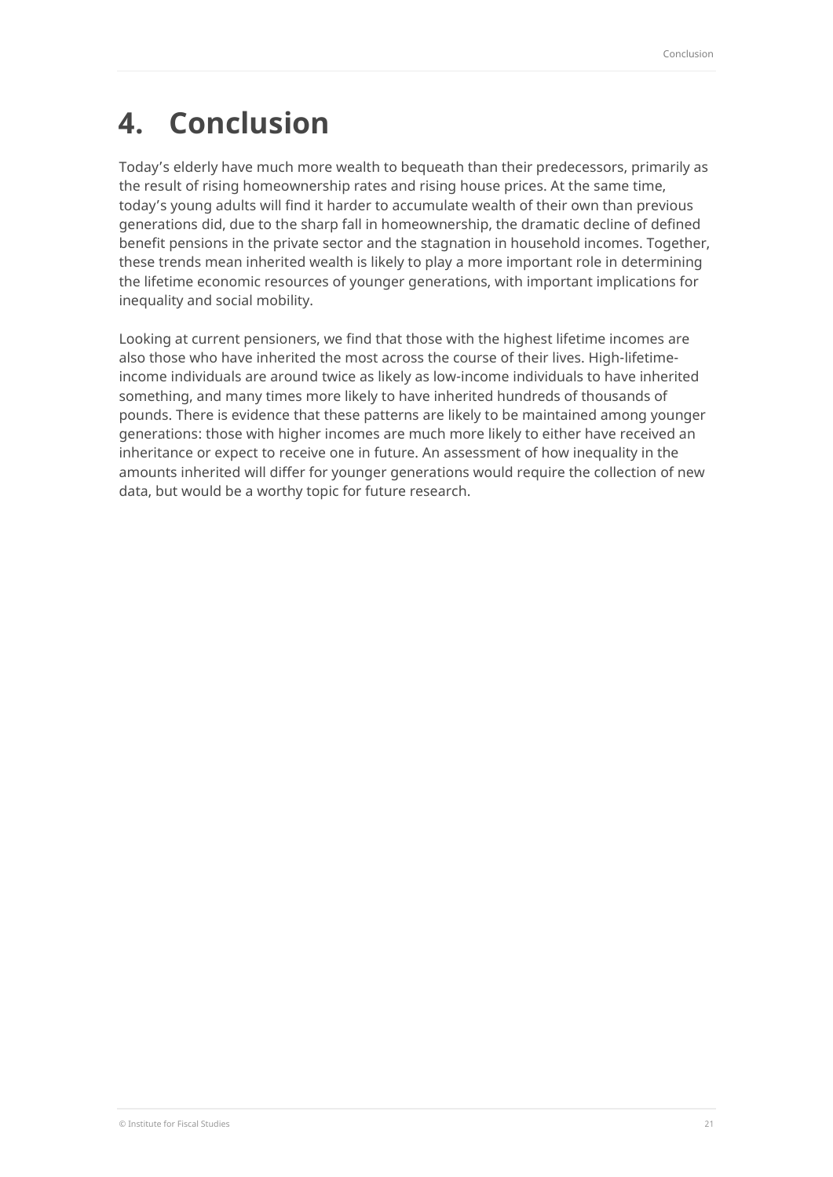# 4. Conclusion

Today's elderly have much more wealth to bequeath than their predecessors, primarily as the result of rising homeownership rates and rising house prices. At the same time, today's young adults will find it harder to accumulate wealth of their own than previous generations did, due to the sharp fall in homeownership, the dramatic decline of defined benefit pensions in the private sector and the stagnation in household incomes. Together, these trends mean inherited wealth is likely to play a more important role in determining the lifetime economic resources of younger generations, with important implications for inequality and social mobility.

Looking at current pensioners, we find that those with the highest lifetime incomes are also those who have inherited the most across the course of their lives. High-lifetime-income individuals are around twice as likely as low-income individuals to have inherited something, and many times more likely to have inherited hundreds of thousands of pounds. There is evidence that these patterns are likely to be maintained among younger generations: those with higher incomes are much more likely to either have received an inheritance or expect to receive one in future. An assessment of how inequality in the amounts inherited will differ for younger generations would require the collection of new data, but would be a worthy topic for future research.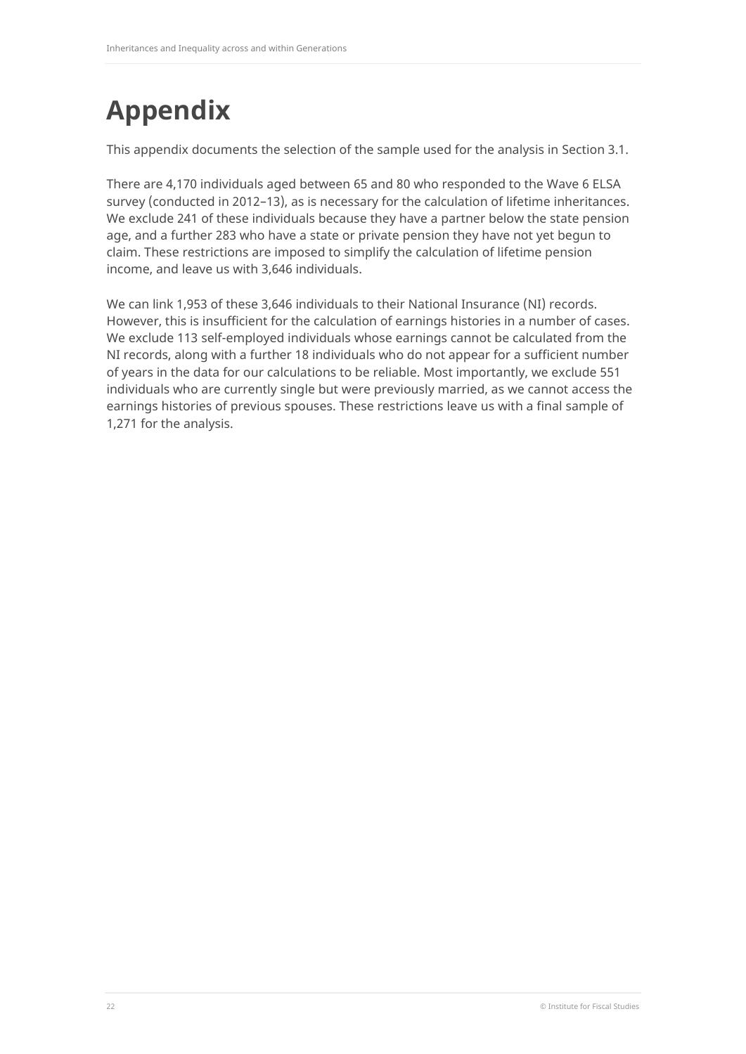# Appendix

This appendix documents the selection of the sample used for the analysis in Section 3.1.

There are 4,170 individuals aged between 65 and 80 who responded to the Wave 6 ELSA survey (conducted in 2012–13), as is necessary for the calculation of lifetime inheritances. We exclude 241 of these individuals because they have a partner below the state pension age, and a further 283 who have a state or private pension they have not yet begun to claim. These restrictions are imposed to simplify the calculation of lifetime pension income, and leave us with 3,646 individuals.

We can link 1,953 of these 3,646 individuals to their National Insurance (NI) records. However, this is insufficient for the calculation of earnings histories in a number of cases. We exclude 113 self-employed individuals whose earnings cannot be calculated from the NI records, along with a further 18 individuals who do not appear for a sufficient number of years in the data for our calculations to be reliable. Most importantly, we exclude 551 individuals who are currently single but were previously married, as we cannot access the earnings histories of previous spouses. These restrictions leave us with a final sample of 1,271 for the analysis.